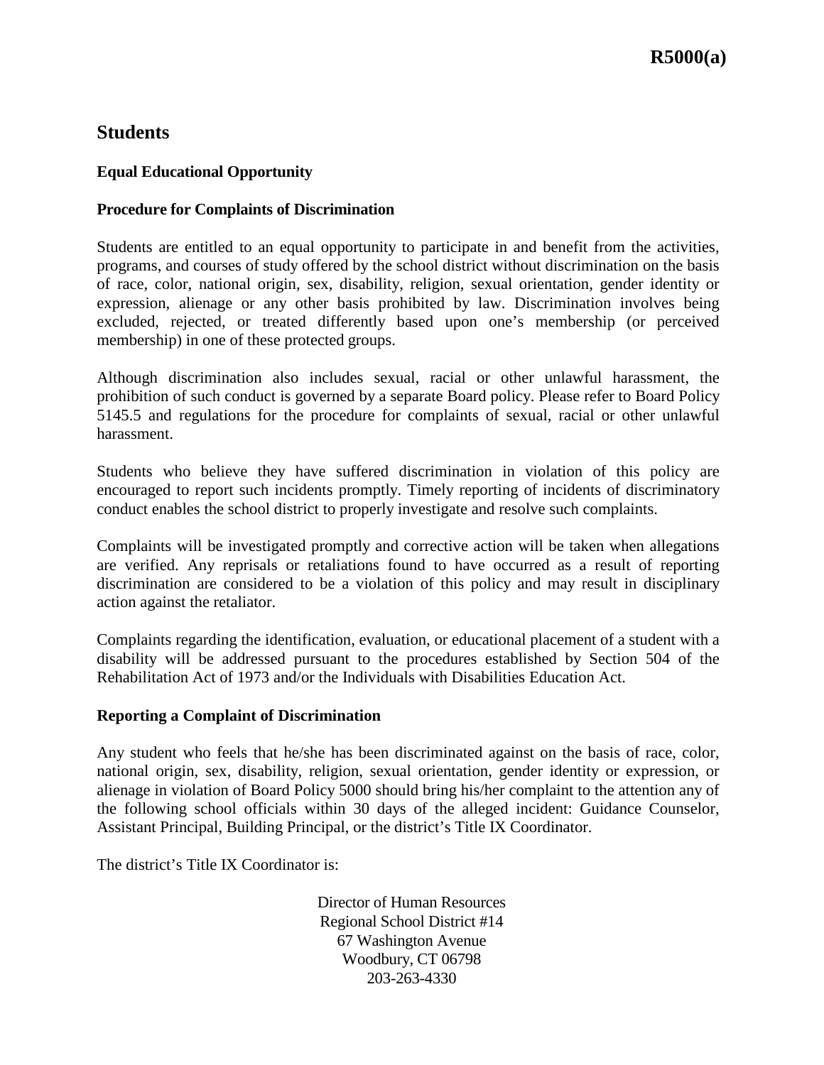# R5000(a)

## Students

### Equal Educational Opportunity

### Procedure for Complaints of Discrimination

Students are entitled to an equal opportunity to participate in and benefit from the activities, programs, and courses of study offered by the school district without discrimination on the basis of race, color, national origin, sex, disability, religion, sexual orientation, gender identity or expression, alienage or any other basis prohibited by law. Discrimination involves being excluded, rejected, or treated differently based upon one's membership (or perceived membership) in one of these protected groups.

Although discrimination also includes sexual, racial or other unlawful harassment, the prohibition of such conduct is governed by a separate Board policy. Please refer to Board Policy 5145.5 and regulations for the procedure for complaints of sexual, racial or other unlawful harassment.

Students who believe they have suffered discrimination in violation of this policy are encouraged to report such incidents promptly. Timely reporting of incidents of discriminatory conduct enables the school district to properly investigate and resolve such complaints.

Complaints will be investigated promptly and corrective action will be taken when allegations are verified. Any reprisals or retaliations found to have occurred as a result of reporting discrimination are considered to be a violation of this policy and may result in disciplinary action against the retaliator.

Complaints regarding the identification, evaluation, or educational placement of a student with a disability will be addressed pursuant to the procedures established by Section 504 of the Rehabilitation Act of 1973 and/or the Individuals with Disabilities Education Act.

### Reporting a Complaint of Discrimination

Any student who feels that he/she has been discriminated against on the basis of race, color, national origin, sex, disability, religion, sexual orientation, gender identity or expression, or alienage in violation of Board Policy 5000 should bring his/her complaint to the attention any of the following school officials within 30 days of the alleged incident: Guidance Counselor, Assistant Principal, Building Principal, or the district's Title IX Coordinator.

The district's Title IX Coordinator is:

Director of Human Resources
Regional School District #14
67 Washington Avenue
Woodbury, CT 06798
203-263-4330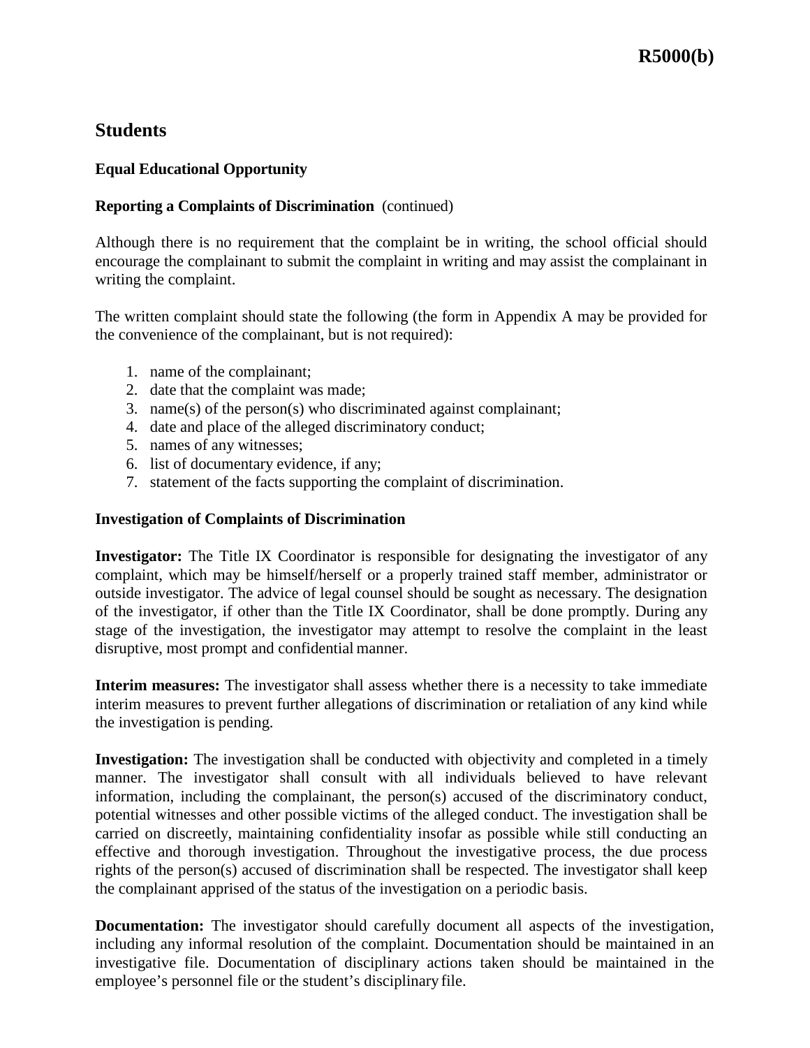## Students

### Equal Educational Opportunity

**Reporting a Complaints of Discrimination** (continued)

Although there is no requirement that the complaint be in writing, the school official should encourage the complainant to submit the complaint in writing and may assist the complainant in writing the complaint.

The written complaint should state the following (the form in Appendix A may be provided for the convenience of the complainant, but is not required):

1. name of the complainant;
2. date that the complaint was made;
3. name(s) of the person(s) who discriminated against complainant;
4. date and place of the alleged discriminatory conduct;
5. names of any witnesses;
6. list of documentary evidence, if any;
7. statement of the facts supporting the complaint of discrimination.

**Investigation of Complaints of Discrimination**

**Investigator:** The Title IX Coordinator is responsible for designating the investigator of any complaint, which may be himself/herself or a properly trained staff member, administrator or outside investigator. The advice of legal counsel should be sought as necessary. The designation of the investigator, if other than the Title IX Coordinator, shall be done promptly. During any stage of the investigation, the investigator may attempt to resolve the complaint in the least disruptive, most prompt and confidential manner.

**Interim measures:** The investigator shall assess whether there is a necessity to take immediate interim measures to prevent further allegations of discrimination or retaliation of any kind while the investigation is pending.

**Investigation:** The investigation shall be conducted with objectivity and completed in a timely manner. The investigator shall consult with all individuals believed to have relevant information, including the complainant, the person(s) accused of the discriminatory conduct, potential witnesses and other possible victims of the alleged conduct. The investigation shall be carried on discreetly, maintaining confidentiality insofar as possible while still conducting an effective and thorough investigation. Throughout the investigative process, the due process rights of the person(s) accused of discrimination shall be respected. The investigator shall keep the complainant apprised of the status of the investigation on a periodic basis.

**Documentation:** The investigator should carefully document all aspects of the investigation, including any informal resolution of the complaint. Documentation should be maintained in an investigative file. Documentation of disciplinary actions taken should be maintained in the employee's personnel file or the student's disciplinary file.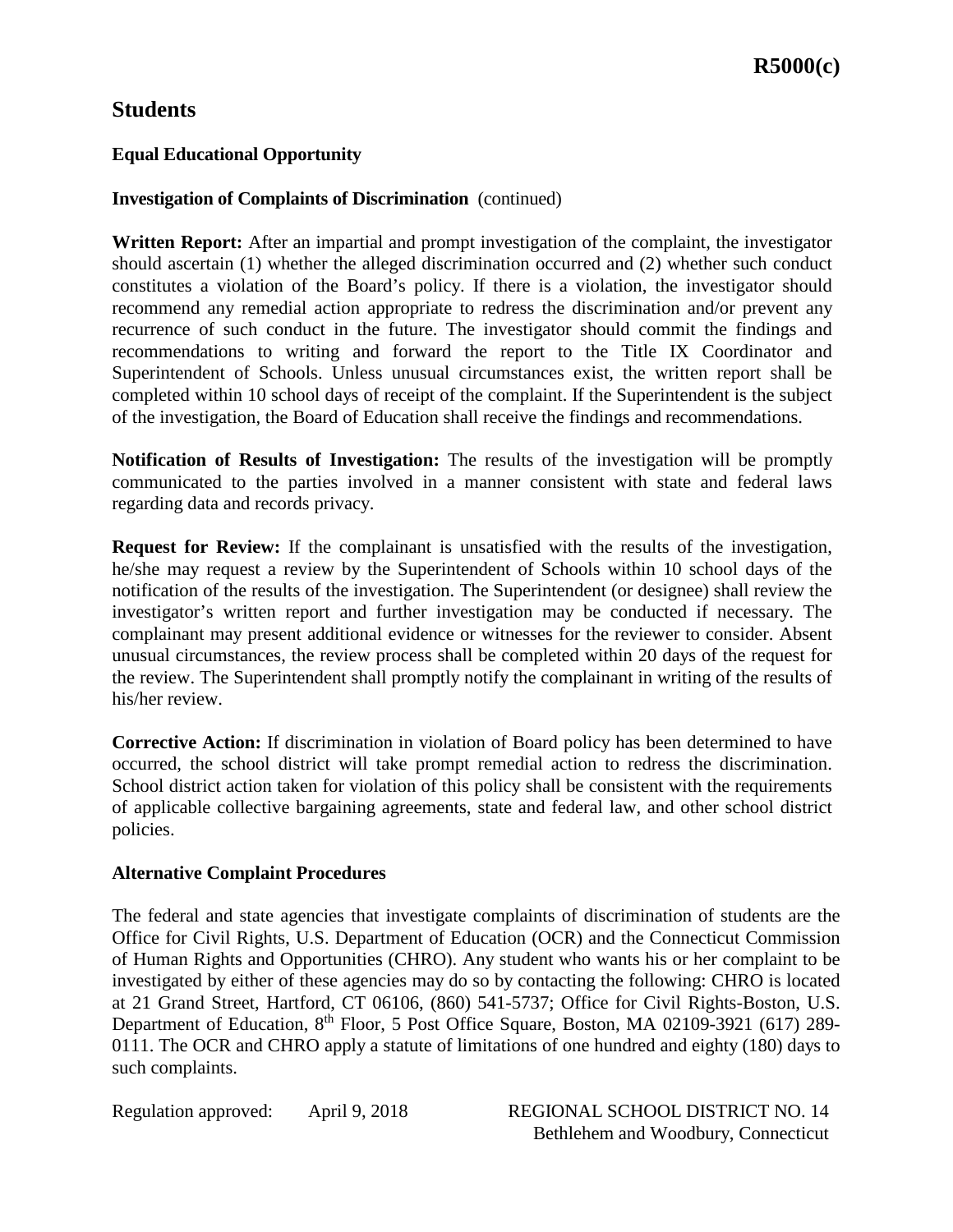# Students

## Equal Educational Opportunity

### Investigation of Complaints of Discrimination (continued)

**Written Report:** After an impartial and prompt investigation of the complaint, the investigator should ascertain (1) whether the alleged discrimination occurred and (2) whether such conduct constitutes a violation of the Board's policy. If there is a violation, the investigator should recommend any remedial action appropriate to redress the discrimination and/or prevent any recurrence of such conduct in the future. The investigator should commit the findings and recommendations to writing and forward the report to the Title IX Coordinator and Superintendent of Schools. Unless unusual circumstances exist, the written report shall be completed within 10 school days of receipt of the complaint. If the Superintendent is the subject of the investigation, the Board of Education shall receive the findings and recommendations.

**Notification of Results of Investigation:** The results of the investigation will be promptly communicated to the parties involved in a manner consistent with state and federal laws regarding data and records privacy.

**Request for Review:** If the complainant is unsatisfied with the results of the investigation, he/she may request a review by the Superintendent of Schools within 10 school days of the notification of the results of the investigation. The Superintendent (or designee) shall review the investigator's written report and further investigation may be conducted if necessary. The complainant may present additional evidence or witnesses for the reviewer to consider. Absent unusual circumstances, the review process shall be completed within 20 days of the request for the review. The Superintendent shall promptly notify the complainant in writing of the results of his/her review.

**Corrective Action:** If discrimination in violation of Board policy has been determined to have occurred, the school district will take prompt remedial action to redress the discrimination. School district action taken for violation of this policy shall be consistent with the requirements of applicable collective bargaining agreements, state and federal law, and other school district policies.

### Alternative Complaint Procedures

The federal and state agencies that investigate complaints of discrimination of students are the Office for Civil Rights, U.S. Department of Education (OCR) and the Connecticut Commission of Human Rights and Opportunities (CHRO). Any student who wants his or her complaint to be investigated by either of these agencies may do so by contacting the following: CHRO is located at 21 Grand Street, Hartford, CT 06106, (860) 541-5737; Office for Civil Rights-Boston, U.S. Department of Education, 8th Floor, 5 Post Office Square, Boston, MA 02109-3921 (617) 289-0111. The OCR and CHRO apply a statute of limitations of one hundred and eighty (180) days to such complaints.

Regulation approved: April 9, 2018

REGIONAL SCHOOL DISTRICT NO. 14
Bethlehem and Woodbury, Connecticut